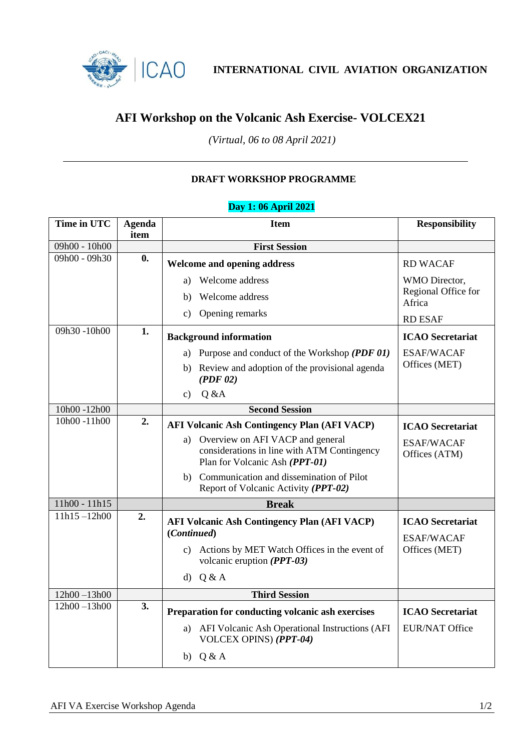INTERNATIONAL CIVIL AVIATION ORGANIZATION

# AFI Workshop on the Volcanic Ash Exercise- VOLCEX21

*(Virtual, 06 to 08 April 2021)*

---

### DRAFT WORKSHOP PROGRAMME

**Day 1: 06 April 2021**

| Time in UTC | Agenda item | Item | Responsibility |
|---|---|---|---|
| 09h00 - 10h00 | | **First Session** | |
| 09h00 - 09h30 | **0.** | **Welcome and opening address**<br>a) Welcome address<br>b) Welcome address<br>c) Opening remarks | RD WACAF<br>WMO Director, Regional Office for Africa<br>RD ESAF |
| 09h30 -10h00 | **1.** | **Background information**<br>a) Purpose and conduct of the Workshop ***(PDF 01)***<br>b) Review and adoption of the provisional agenda ***(PDF 02)***<br>c) Q &A | **ICAO Secretariat**<br>ESAF/WACAF Offices (MET) |
| 10h00 -12h00 | | **Second Session** | |
| 10h00 -11h00 | **2.** | **AFI Volcanic Ash Contingency Plan (AFI VACP)**<br>a) Overview on AFI VACP and general considerations in line with ATM Contingency Plan for Volcanic Ash ***(PPT-01)***<br>b) Communication and dissemination of Pilot Report of Volcanic Activity ***(PPT-02)*** | **ICAO Secretariat**<br>ESAF/WACAF Offices (ATM) |
| 11h00 - 11h15 | | **Break** | |
| 11h15 –12h00 | **2.** | **AFI Volcanic Ash Contingency Plan (AFI VACP) (*Continued*)**<br>c) Actions by MET Watch Offices in the event of volcanic eruption ***(PPT-03)***<br>d) Q & A | **ICAO Secretariat**<br>ESAF/WACAF Offices (MET) |
| 12h00 –13h00 | | **Third Session** | |
| 12h00 –13h00 | **3.** | **Preparation for conducting volcanic ash exercises**<br>a) AFI Volcanic Ash Operational Instructions (AFI VOLCEX OPINS) ***(PPT-04)***<br>b) Q & A | **ICAO Secretariat**<br>EUR/NAT Office |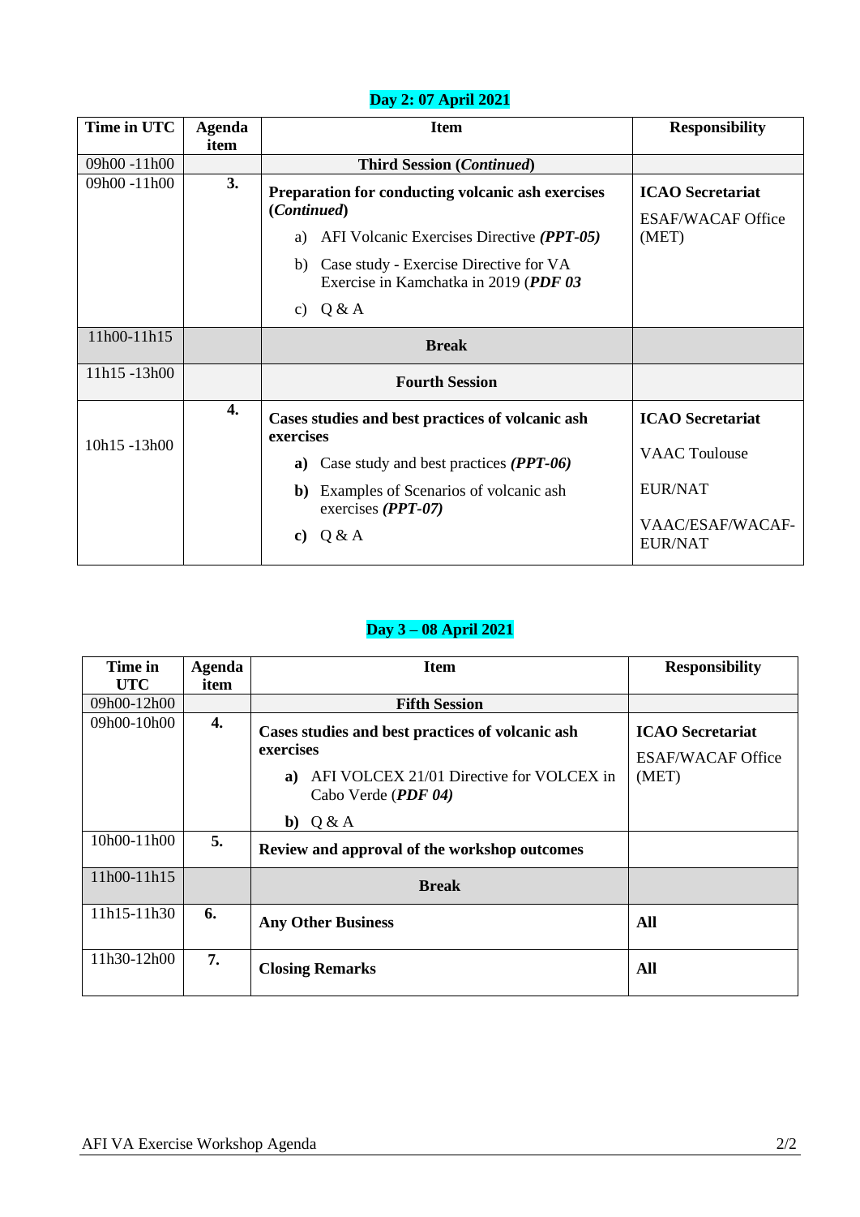**Day 2: 07 April 2021**

| Time in UTC | Agenda item | Item | Responsibility |
|---|---|---|---|
| 09h00 -11h00 | | **Third Session (*Continued*)** | |
| 09h00 -11h00 | **3.** | **Preparation for conducting volcanic ash exercises (*Continued*)**<br>a) AFI Volcanic Exercises Directive ***(PPT-05)***<br>b) Case study - Exercise Directive for VA Exercise in Kamchatka in 2019 (***PDF 03***<br>c) Q & A | **ICAO Secretariat**<br>ESAF/WACAF Office (MET) |
| 11h00-11h15 | | **Break** | |
| 11h15 -13h00 | | **Fourth Session** | |
| 10h15 -13h00 | **4.** | **Cases studies and best practices of volcanic ash exercises**<br>**a)** Case study and best practices ***(PPT-06)***<br>**b)** Examples of Scenarios of volcanic ash exercises ***(PPT-07)***<br>**c)** Q & A | **ICAO Secretariat**<br>VAAC Toulouse<br>EUR/NAT<br>VAAC/ESAF/WACAF-EUR/NAT |

**Day 3 – 08 April 2021**

| Time in UTC | Agenda item | Item | Responsibility |
|---|---|---|---|
| 09h00-12h00 | | **Fifth Session** | |
| 09h00-10h00 | **4.** | **Cases studies and best practices of volcanic ash exercises**<br>**a)** AFI VOLCEX 21/01 Directive for VOLCEX in Cabo Verde (***PDF 04)***<br>**b)** Q & A | **ICAO Secretariat**<br>ESAF/WACAF Office (MET) |
| 10h00-11h00 | **5.** | **Review and approval of the workshop outcomes** | |
| 11h00-11h15 | | **Break** | |
| 11h15-11h30 | **6.** | **Any Other Business** | **All** |
| 11h30-12h00 | **7.** | **Closing Remarks** | **All** |